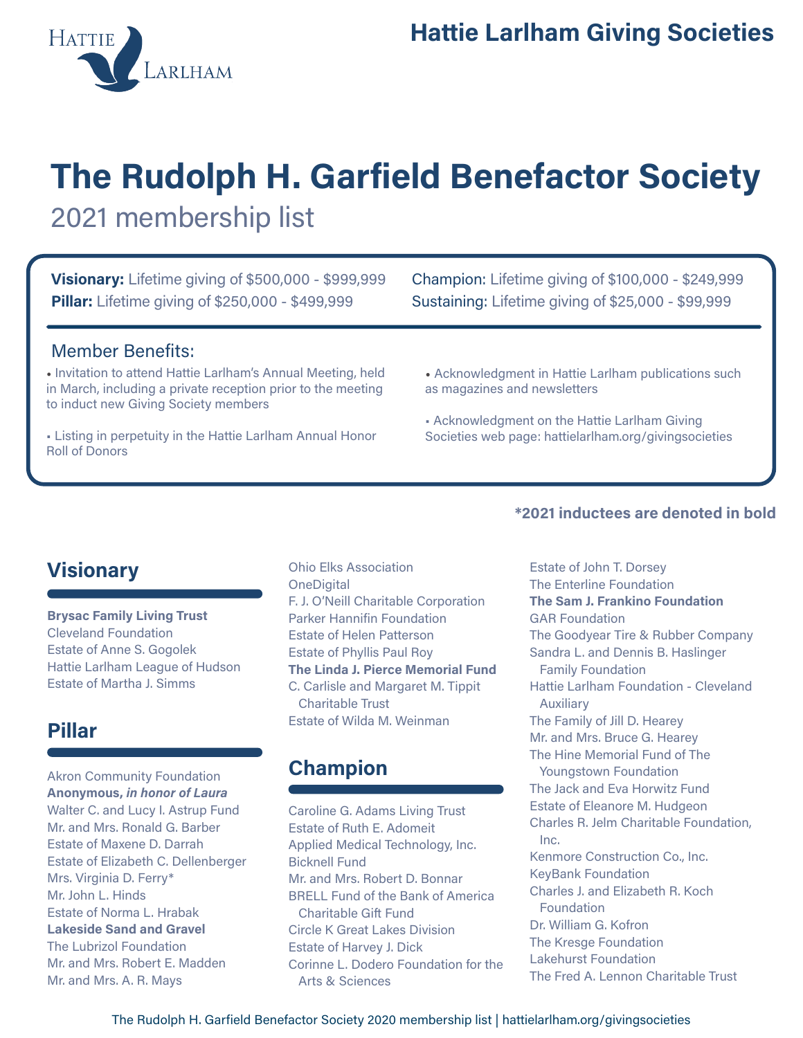# Hattie Larlham Giving Societies

# The Rudolph H. Garfield Benefactor Society

## 2021 membership list

**Visionary:** Lifetime giving of $500,000 - $999,999
**Pillar:** Lifetime giving of $250,000 - $499,999
Champion: Lifetime giving of $100,000 - $249,999
Sustaining: Lifetime giving of $25,000 - $99,999

### Member Benefits:

- Invitation to attend Hattie Larlham's Annual Meeting, held in March, including a private reception prior to the meeting to induct new Giving Society members
- Listing in perpetuity in the Hattie Larlham Annual Honor Roll of Donors
- Acknowledgment in Hattie Larlham publications such as magazines and newsletters
- Acknowledgment on the Hattie Larlham Giving Societies web page: hattielarlham.org/givingsocieties

**\*2021 inductees are denoted in bold**

## Visionary

**Brysac Family Living Trust**
Cleveland Foundation
Estate of Anne S. Gogolek
Hattie Larlham League of Hudson
Estate of Martha J. Simms

## Pillar

Akron Community Foundation
**Anonymous, *in honor of Laura***
Walter C. and Lucy I. Astrup Fund
Mr. and Mrs. Ronald G. Barber
Estate of Maxene D. Darrah
Estate of Elizabeth C. Dellenberger
Mrs. Virginia D. Ferry*
Mr. John L. Hinds
Estate of Norma L. Hrabak
**Lakeside Sand and Gravel**
The Lubrizol Foundation
Mr. and Mrs. Robert E. Madden
Mr. and Mrs. A. R. Mays
Ohio Elks Association
OneDigital
F. J. O'Neill Charitable Corporation
Parker Hannifin Foundation
Estate of Helen Patterson
Estate of Phyllis Paul Roy
**The Linda J. Pierce Memorial Fund**
C. Carlisle and Margaret M. Tippit Charitable Trust
Estate of Wilda M. Weinman

## Champion

Caroline G. Adams Living Trust
Estate of Ruth E. Adomeit
Applied Medical Technology, Inc.
Bicknell Fund
Mr. and Mrs. Robert D. Bonnar
BRELL Fund of the Bank of America Charitable Gift Fund
Circle K Great Lakes Division
Estate of Harvey J. Dick
Corinne L. Dodero Foundation for the Arts & Sciences
Estate of John T. Dorsey
The Enterline Foundation
**The Sam J. Frankino Foundation**
GAR Foundation
The Goodyear Tire & Rubber Company
Sandra L. and Dennis B. Haslinger Family Foundation
Hattie Larlham Foundation - Cleveland Auxiliary
The Family of Jill D. Hearey
Mr. and Mrs. Bruce G. Hearey
The Hine Memorial Fund of The Youngstown Foundation
The Jack and Eva Horwitz Fund
Estate of Eleanore M. Hudgeon
Charles R. Jelm Charitable Foundation, Inc.
Kenmore Construction Co., Inc.
KeyBank Foundation
Charles J. and Elizabeth R. Koch Foundation
Dr. William G. Kofron
The Kresge Foundation
Lakehurst Foundation
The Fred A. Lennon Charitable Trust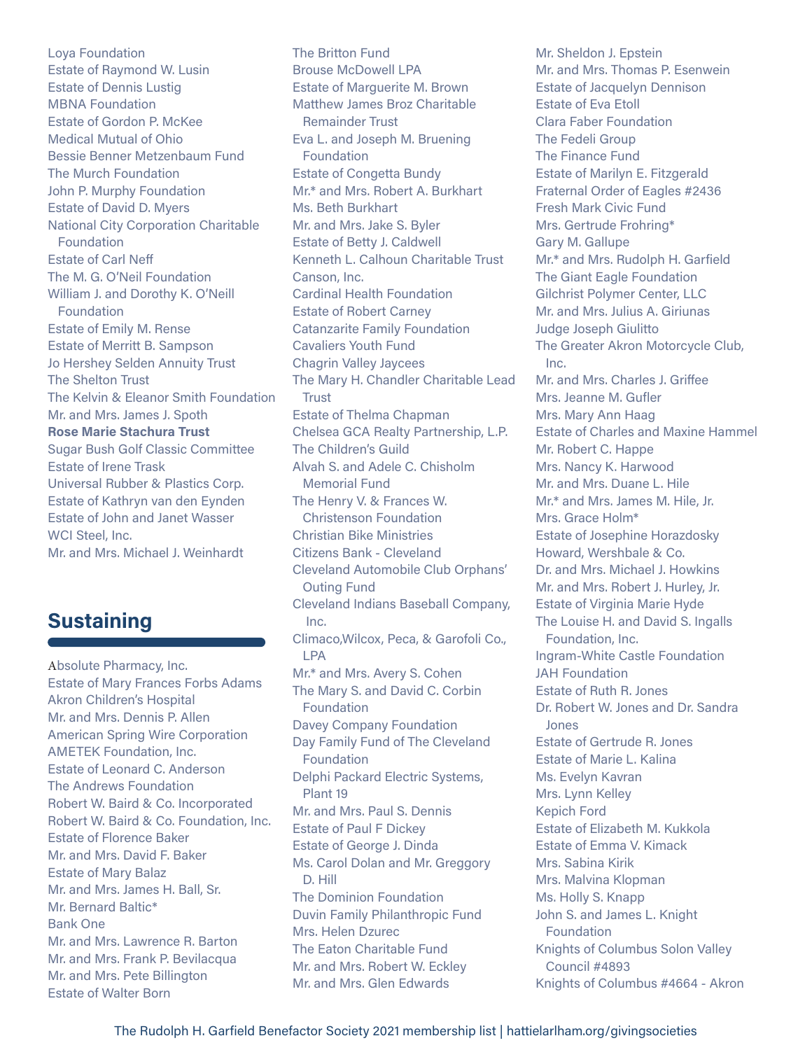Loya Foundation
Estate of Raymond W. Lusin
Estate of Dennis Lustig
MBNA Foundation
Estate of Gordon P. McKee
Medical Mutual of Ohio
Bessie Benner Metzenbaum Fund
The Murch Foundation
John P. Murphy Foundation
Estate of David D. Myers
National City Corporation Charitable Foundation
Estate of Carl Neff
The M. G. O'Neil Foundation
William J. and Dorothy K. O'Neill Foundation
Estate of Emily M. Rense
Estate of Merritt B. Sampson
Jo Hershey Selden Annuity Trust
The Shelton Trust
The Kelvin & Eleanor Smith Foundation
Mr. and Mrs. James J. Spoth
**Rose Marie Stachura Trust**
Sugar Bush Golf Classic Committee
Estate of Irene Trask
Universal Rubber & Plastics Corp.
Estate of Kathryn van den Eynden
Estate of John and Janet Wasser
WCI Steel, Inc.
Mr. and Mrs. Michael J. Weinhardt

## Sustaining

Absolute Pharmacy, Inc.
Estate of Mary Frances Forbs Adams
Akron Children's Hospital
Mr. and Mrs. Dennis P. Allen
American Spring Wire Corporation
AMETEK Foundation, Inc.
Estate of Leonard C. Anderson
The Andrews Foundation
Robert W. Baird & Co. Incorporated
Robert W. Baird & Co. Foundation, Inc.
Estate of Florence Baker
Mr. and Mrs. David F. Baker
Estate of Mary Balaz
Mr. and Mrs. James H. Ball, Sr.
Mr. Bernard Baltic*
Bank One
Mr. and Mrs. Lawrence R. Barton
Mr. and Mrs. Frank P. Bevilacqua
Mr. and Mrs. Pete Billington
Estate of Walter Born
The Britton Fund
Brouse McDowell LPA
Estate of Marguerite M. Brown
Matthew James Broz Charitable Remainder Trust
Eva L. and Joseph M. Bruening Foundation
Estate of Congetta Bundy
Mr.* and Mrs. Robert A. Burkhart
Ms. Beth Burkhart
Mr. and Mrs. Jake S. Byler
Estate of Betty J. Caldwell
Kenneth L. Calhoun Charitable Trust
Canson, Inc.
Cardinal Health Foundation
Estate of Robert Carney
Catanzarite Family Foundation
Cavaliers Youth Fund
Chagrin Valley Jaycees
The Mary H. Chandler Charitable Lead Trust
Estate of Thelma Chapman
Chelsea GCA Realty Partnership, L.P.
The Children's Guild
Alvah S. and Adele C. Chisholm Memorial Fund
The Henry V. & Frances W. Christenson Foundation
Christian Bike Ministries
Citizens Bank - Cleveland
Cleveland Automobile Club Orphans' Outing Fund
Cleveland Indians Baseball Company, Inc.
Climaco,Wilcox, Peca, & Garofoli Co., LPA
Mr.* and Mrs. Avery S. Cohen
The Mary S. and David C. Corbin Foundation
Davey Company Foundation
Day Family Fund of The Cleveland Foundation
Delphi Packard Electric Systems, Plant 19
Mr. and Mrs. Paul S. Dennis
Estate of Paul F Dickey
Estate of George J. Dinda
Ms. Carol Dolan and Mr. Greggory D. Hill
The Dominion Foundation
Duvin Family Philanthropic Fund
Mrs. Helen Dzurec
The Eaton Charitable Fund
Mr. and Mrs. Robert W. Eckley
Mr. and Mrs. Glen Edwards
Mr. Sheldon J. Epstein
Mr. and Mrs. Thomas P. Esenwein
Estate of Jacquelyn Dennison
Estate of Eva Etoll
Clara Faber Foundation
The Fedeli Group
The Finance Fund
Estate of Marilyn E. Fitzgerald
Fraternal Order of Eagles #2436
Fresh Mark Civic Fund
Mrs. Gertrude Frohring*
Gary M. Gallupe
Mr.* and Mrs. Rudolph H. Garfield
The Giant Eagle Foundation
Gilchrist Polymer Center, LLC
Mr. and Mrs. Julius A. Giriunas
Judge Joseph Giulitto
The Greater Akron Motorcycle Club, Inc.
Mr. and Mrs. Charles J. Griffee
Mrs. Jeanne M. Gufler
Mrs. Mary Ann Haag
Estate of Charles and Maxine Hammel
Mr. Robert C. Happe
Mrs. Nancy K. Harwood
Mr. and Mrs. Duane L. Hile
Mr.* and Mrs. James M. Hile, Jr.
Mrs. Grace Holm*
Estate of Josephine Horazdosky
Howard, Wershbale & Co.
Dr. and Mrs. Michael J. Howkins
Mr. and Mrs. Robert J. Hurley, Jr.
Estate of Virginia Marie Hyde
The Louise H. and David S. Ingalls Foundation, Inc.
Ingram-White Castle Foundation
JAH Foundation
Estate of Ruth R. Jones
Dr. Robert W. Jones and Dr. Sandra Jones
Estate of Gertrude R. Jones
Estate of Marie L. Kalina
Ms. Evelyn Kavran
Mrs. Lynn Kelley
Kepich Ford
Estate of Elizabeth M. Kukkola
Estate of Emma V. Kimack
Mrs. Sabina Kirik
Mrs. Malvina Klopman
Ms. Holly S. Knapp
John S. and James L. Knight Foundation
Knights of Columbus Solon Valley Council #4893
Knights of Columbus #4664 - Akron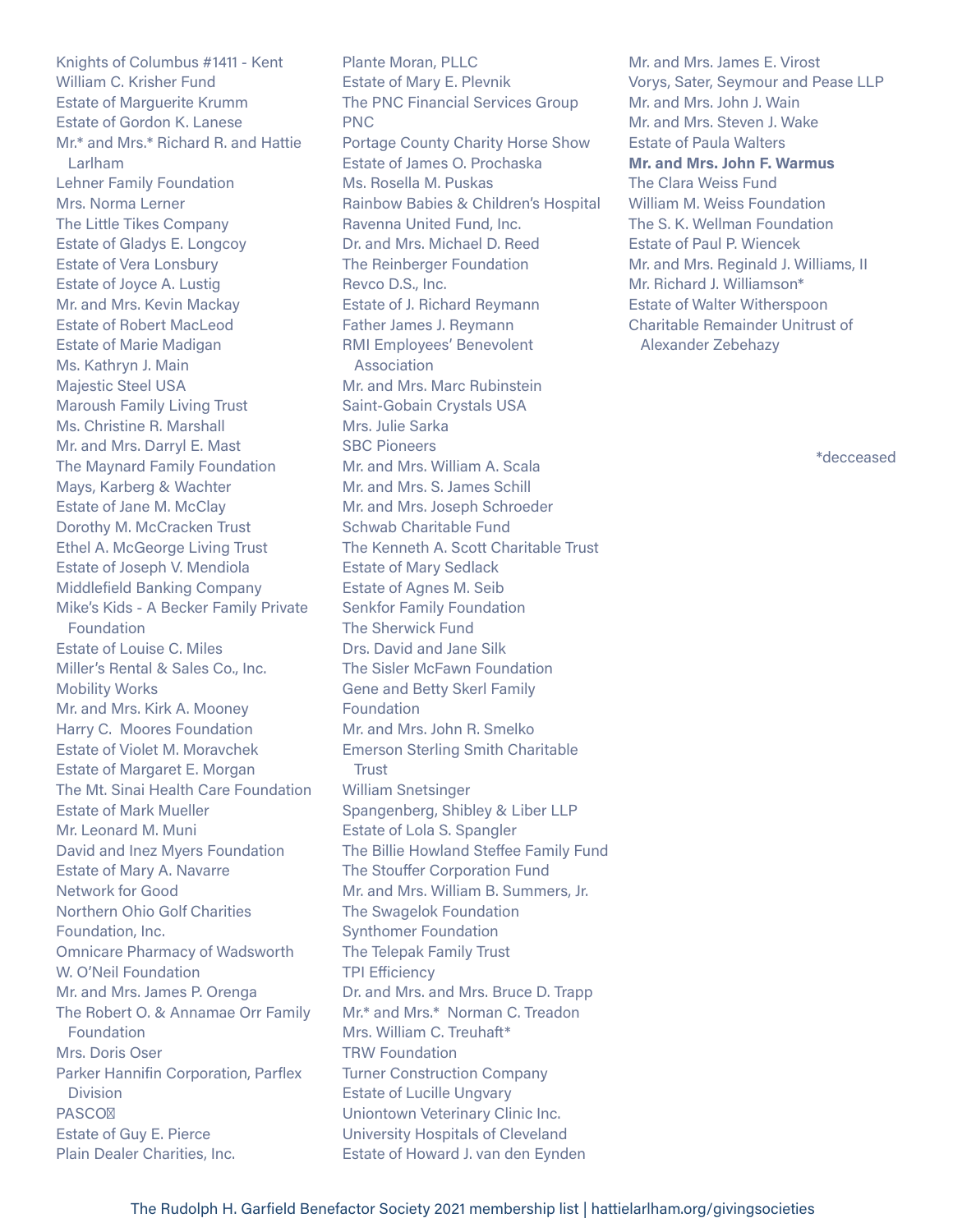Knights of Columbus #1411 - Kent
William C. Krisher Fund
Estate of Marguerite Krumm
Estate of Gordon K. Lanese
Mr.* and Mrs.* Richard R. and Hattie Larlham
Lehner Family Foundation
Mrs. Norma Lerner
The Little Tikes Company
Estate of Gladys E. Longcoy
Estate of Vera Lonsbury
Estate of Joyce A. Lustig
Mr. and Mrs. Kevin Mackay
Estate of Robert MacLeod
Estate of Marie Madigan
Ms. Kathryn J. Main
Majestic Steel USA
Maroush Family Living Trust
Ms. Christine R. Marshall
Mr. and Mrs. Darryl E. Mast
The Maynard Family Foundation
Mays, Karberg & Wachter
Estate of Jane M. McClay
Dorothy M. McCracken Trust
Ethel A. McGeorge Living Trust
Estate of Joseph V. Mendiola
Middlefield Banking Company
Mike's Kids - A Becker Family Private Foundation
Estate of Louise C. Miles
Miller's Rental & Sales Co., Inc.
Mobility Works
Mr. and Mrs. Kirk A. Mooney
Harry C. Moores Foundation
Estate of Violet M. Moravchek
Estate of Margaret E. Morgan
The Mt. Sinai Health Care Foundation
Estate of Mark Mueller
Mr. Leonard M. Muni
David and Inez Myers Foundation
Estate of Mary A. Navarre
Network for Good
Northern Ohio Golf Charities Foundation, Inc.
Omnicare Pharmacy of Wadsworth
W. O'Neil Foundation
Mr. and Mrs. James P. Orenga
The Robert O. & Annamae Orr Family Foundation
Mrs. Doris Oser
Parker Hannifin Corporation, Parflex Division
PASCO
Estate of Guy E. Pierce
Plain Dealer Charities, Inc.
Plante Moran, PLLC
Estate of Mary E. Plevnik
The PNC Financial Services Group
PNC
Portage County Charity Horse Show
Estate of James O. Prochaska
Ms. Rosella M. Puskas
Rainbow Babies & Children's Hospital
Ravenna United Fund, Inc.
Dr. and Mrs. Michael D. Reed
The Reinberger Foundation
Revco D.S., Inc.
Estate of J. Richard Reymann
Father James J. Reymann
RMI Employees' Benevolent Association
Mr. and Mrs. Marc Rubinstein
Saint-Gobain Crystals USA
Mrs. Julie Sarka
SBC Pioneers
Mr. and Mrs. William A. Scala
Mr. and Mrs. S. James Schill
Mr. and Mrs. Joseph Schroeder
Schwab Charitable Fund
The Kenneth A. Scott Charitable Trust
Estate of Mary Sedlack
Estate of Agnes M. Seib
Senkfor Family Foundation
The Sherwick Fund
Drs. David and Jane Silk
The Sisler McFawn Foundation
Gene and Betty Skerl Family Foundation
Mr. and Mrs. John R. Smelko
Emerson Sterling Smith Charitable Trust
William Snetsinger
Spangenberg, Shibley & Liber LLP
Estate of Lola S. Spangler
The Billie Howland Steffee Family Fund
The Stouffer Corporation Fund
Mr. and Mrs. William B. Summers, Jr.
The Swagelok Foundation
Synthomer Foundation
The Telepak Family Trust
TPI Efficiency
Dr. and Mrs. and Mrs. Bruce D. Trapp
Mr.* and Mrs.* Norman C. Treadon
Mrs. William C. Treuhaft*
TRW Foundation
Turner Construction Company
Estate of Lucille Ungvary
Uniontown Veterinary Clinic Inc.
University Hospitals of Cleveland
Estate of Howard J. van den Eynden
Mr. and Mrs. James E. Virost
Vorys, Sater, Seymour and Pease LLP
Mr. and Mrs. John J. Wain
Mr. and Mrs. Steven J. Wake
Estate of Paula Walters
**Mr. and Mrs. John F. Warmus**
The Clara Weiss Fund
William M. Weiss Foundation
The S. K. Wellman Foundation
Estate of Paul P. Wiencek
Mr. and Mrs. Reginald J. Williams, II
Mr. Richard J. Williamson*
Estate of Walter Witherspoon
Charitable Remainder Unitrust of Alexander Zebehazy

*decceased

The Rudolph H. Garfield Benefactor Society 2021 membership list | hattielarlham.org/givingsocieties